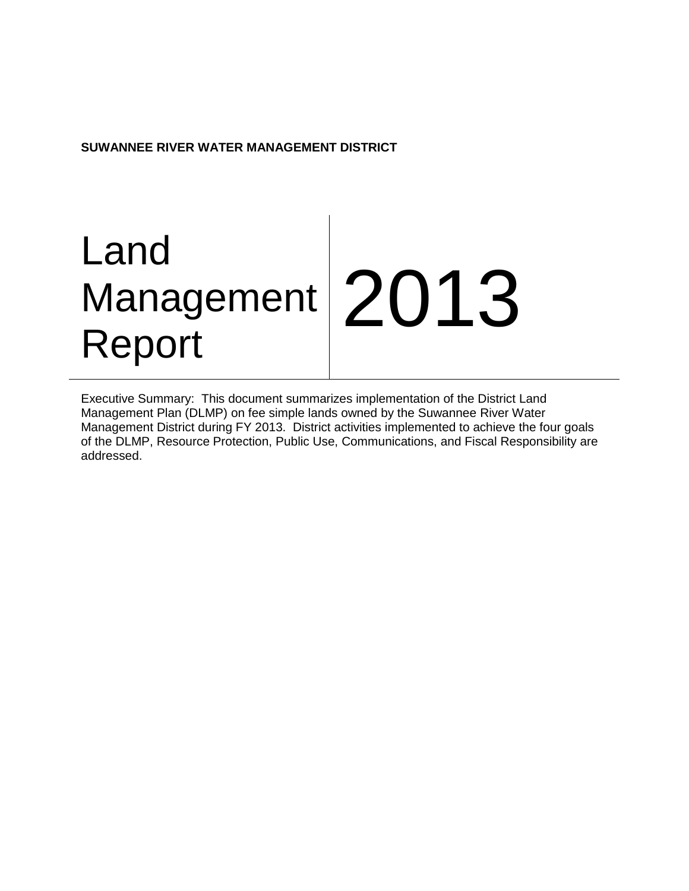**SUWANNEE RIVER WATER MANAGEMENT DISTRICT**

# Land Management Report 2013

Executive Summary: This document summarizes implementation of the District Land Management Plan (DLMP) on fee simple lands owned by the Suwannee River Water Management District during FY 2013. District activities implemented to achieve the four goals of the DLMP, Resource Protection, Public Use, Communications, and Fiscal Responsibility are addressed.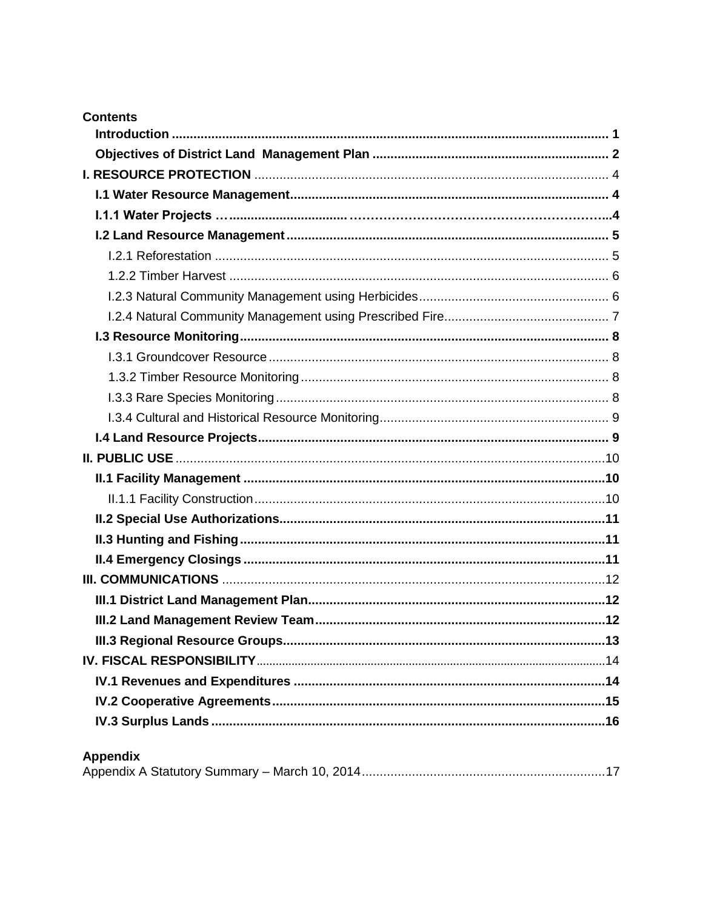**Contents**

- **Introduction** ..... 1
- **Objectives of District Land Management Plan** ..... 2
- **I. RESOURCE PROTECTION** ..... 4
  - **I.1 Water Resource Management** ..... 4
  - **I.1.1 Water Projects** ..... 4
  - **I.2 Land Resource Management** ..... 5
    - I.2.1 Reforestation ..... 5
    - 1.2.2 Timber Harvest ..... 6
    - I.2.3 Natural Community Management using Herbicides ..... 6
    - I.2.4 Natural Community Management using Prescribed Fire ..... 7
  - **I.3 Resource Monitoring** ..... 8
    - I.3.1 Groundcover Resource ..... 8
    - 1.3.2 Timber Resource Monitoring ..... 8
    - I.3.3 Rare Species Monitoring ..... 8
    - I.3.4 Cultural and Historical Resource Monitoring ..... 9
  - **I.4 Land Resource Projects** ..... 9
- **II. PUBLIC USE** ..... 10
  - **II.1 Facility Management** ..... 10
    - II.1.1 Facility Construction ..... 10
  - **II.2 Special Use Authorizations** ..... 11
  - **II.3 Hunting and Fishing** ..... 11
  - **II.4 Emergency Closings** ..... 11
- **III. COMMUNICATIONS** ..... 12
  - **III.1 District Land Management Plan** ..... 12
  - **III.2 Land Management Review Team** ..... 12
  - **III.3 Regional Resource Groups** ..... 13
- **IV. FISCAL RESPONSIBILITY** ..... 14
  - **IV.1 Revenues and Expenditures** ..... 14
  - **IV.2 Cooperative Agreements** ..... 15
  - **IV.3 Surplus Lands** ..... 16

**Appendix**

Appendix A Statutory Summary – March 10, 2014 ..... 17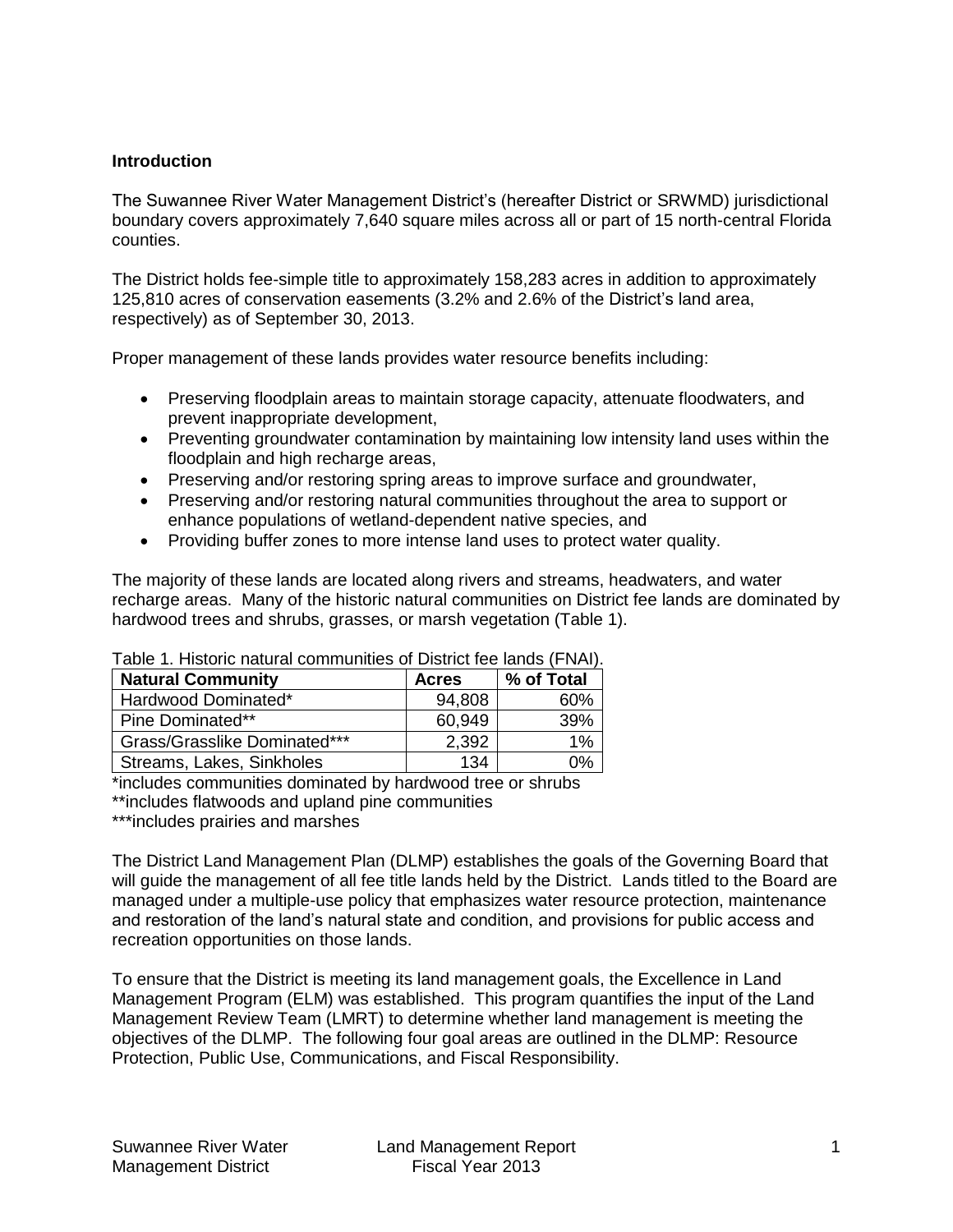**Introduction**

The Suwannee River Water Management District's (hereafter District or SRWMD) jurisdictional boundary covers approximately 7,640 square miles across all or part of 15 north-central Florida counties.

The District holds fee-simple title to approximately 158,283 acres in addition to approximately 125,810 acres of conservation easements (3.2% and 2.6% of the District's land area, respectively) as of September 30, 2013.

Proper management of these lands provides water resource benefits including:

- Preserving floodplain areas to maintain storage capacity, attenuate floodwaters, and prevent inappropriate development,
- Preventing groundwater contamination by maintaining low intensity land uses within the floodplain and high recharge areas,
- Preserving and/or restoring spring areas to improve surface and groundwater,
- Preserving and/or restoring natural communities throughout the area to support or enhance populations of wetland-dependent native species, and
- Providing buffer zones to more intense land uses to protect water quality.

The majority of these lands are located along rivers and streams, headwaters, and water recharge areas. Many of the historic natural communities on District fee lands are dominated by hardwood trees and shrubs, grasses, or marsh vegetation (Table 1).

Table 1. Historic natural communities of District fee lands (FNAI).

| Natural Community | Acres | % of Total |
|---|---|---|
| Hardwood Dominated* | 94,808 | 60% |
| Pine Dominated** | 60,949 | 39% |
| Grass/Grasslike Dominated*** | 2,392 | 1% |
| Streams, Lakes, Sinkholes | 134 | 0% |

*includes communities dominated by hardwood tree or shrubs
**includes flatwoods and upland pine communities
***includes prairies and marshes

The District Land Management Plan (DLMP) establishes the goals of the Governing Board that will guide the management of all fee title lands held by the District. Lands titled to the Board are managed under a multiple-use policy that emphasizes water resource protection, maintenance and restoration of the land's natural state and condition, and provisions for public access and recreation opportunities on those lands.

To ensure that the District is meeting its land management goals, the Excellence in Land Management Program (ELM) was established. This program quantifies the input of the Land Management Review Team (LMRT) to determine whether land management is meeting the objectives of the DLMP. The following four goal areas are outlined in the DLMP: Resource Protection, Public Use, Communications, and Fiscal Responsibility.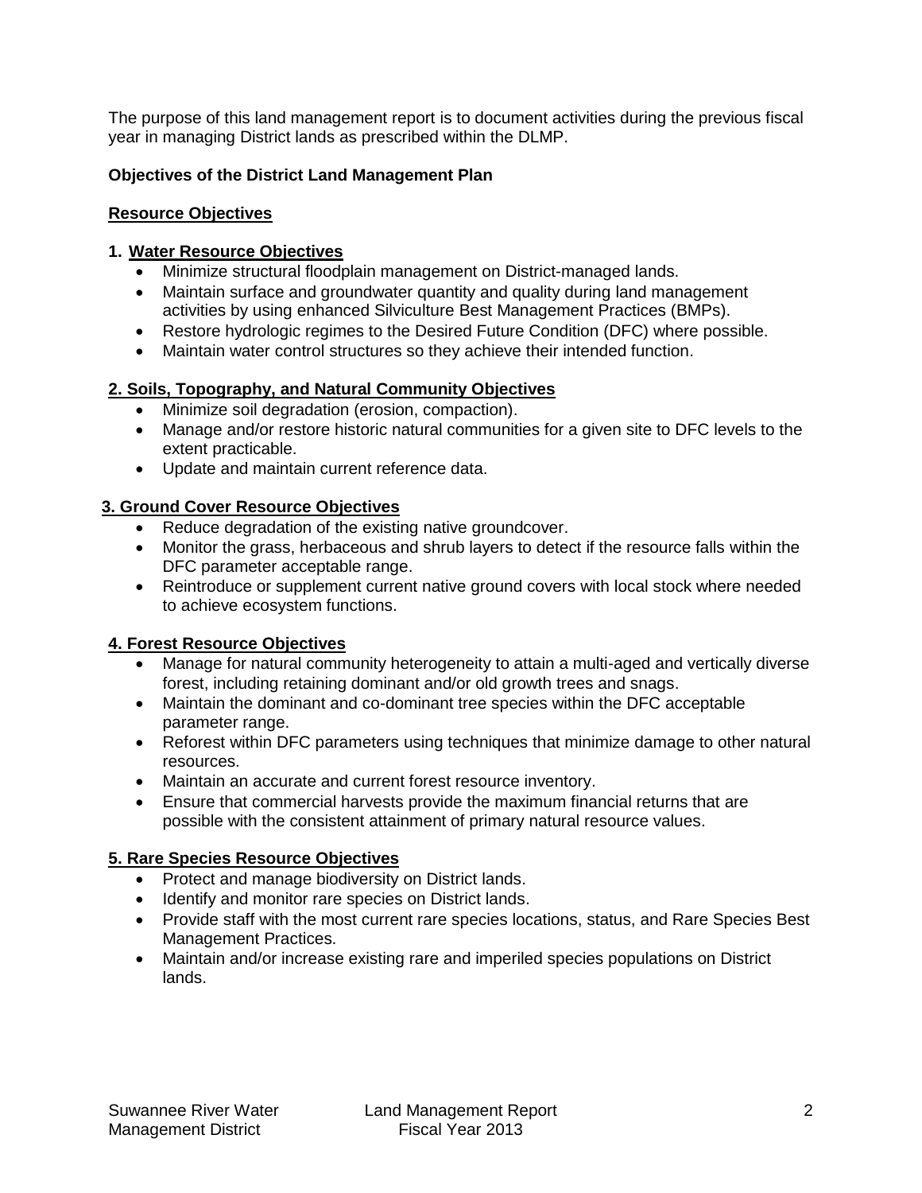The purpose of this land management report is to document activities during the previous fiscal year in managing District lands as prescribed within the DLMP.

**Objectives of the District Land Management Plan**

## Resource Objectives

### 1. Water Resource Objectives

- Minimize structural floodplain management on District-managed lands.
- Maintain surface and groundwater quantity and quality during land management activities by using enhanced Silviculture Best Management Practices (BMPs).
- Restore hydrologic regimes to the Desired Future Condition (DFC) where possible.
- Maintain water control structures so they achieve their intended function.

### 2. Soils, Topography, and Natural Community Objectives

- Minimize soil degradation (erosion, compaction).
- Manage and/or restore historic natural communities for a given site to DFC levels to the extent practicable.
- Update and maintain current reference data.

### 3. Ground Cover Resource Objectives

- Reduce degradation of the existing native groundcover.
- Monitor the grass, herbaceous and shrub layers to detect if the resource falls within the DFC parameter acceptable range.
- Reintroduce or supplement current native ground covers with local stock where needed to achieve ecosystem functions.

### 4. Forest Resource Objectives

- Manage for natural community heterogeneity to attain a multi-aged and vertically diverse forest, including retaining dominant and/or old growth trees and snags.
- Maintain the dominant and co-dominant tree species within the DFC acceptable parameter range.
- Reforest within DFC parameters using techniques that minimize damage to other natural resources.
- Maintain an accurate and current forest resource inventory.
- Ensure that commercial harvests provide the maximum financial returns that are possible with the consistent attainment of primary natural resource values.

### 5. Rare Species Resource Objectives

- Protect and manage biodiversity on District lands.
- Identify and monitor rare species on District lands.
- Provide staff with the most current rare species locations, status, and Rare Species Best Management Practices.
- Maintain and/or increase existing rare and imperiled species populations on District lands.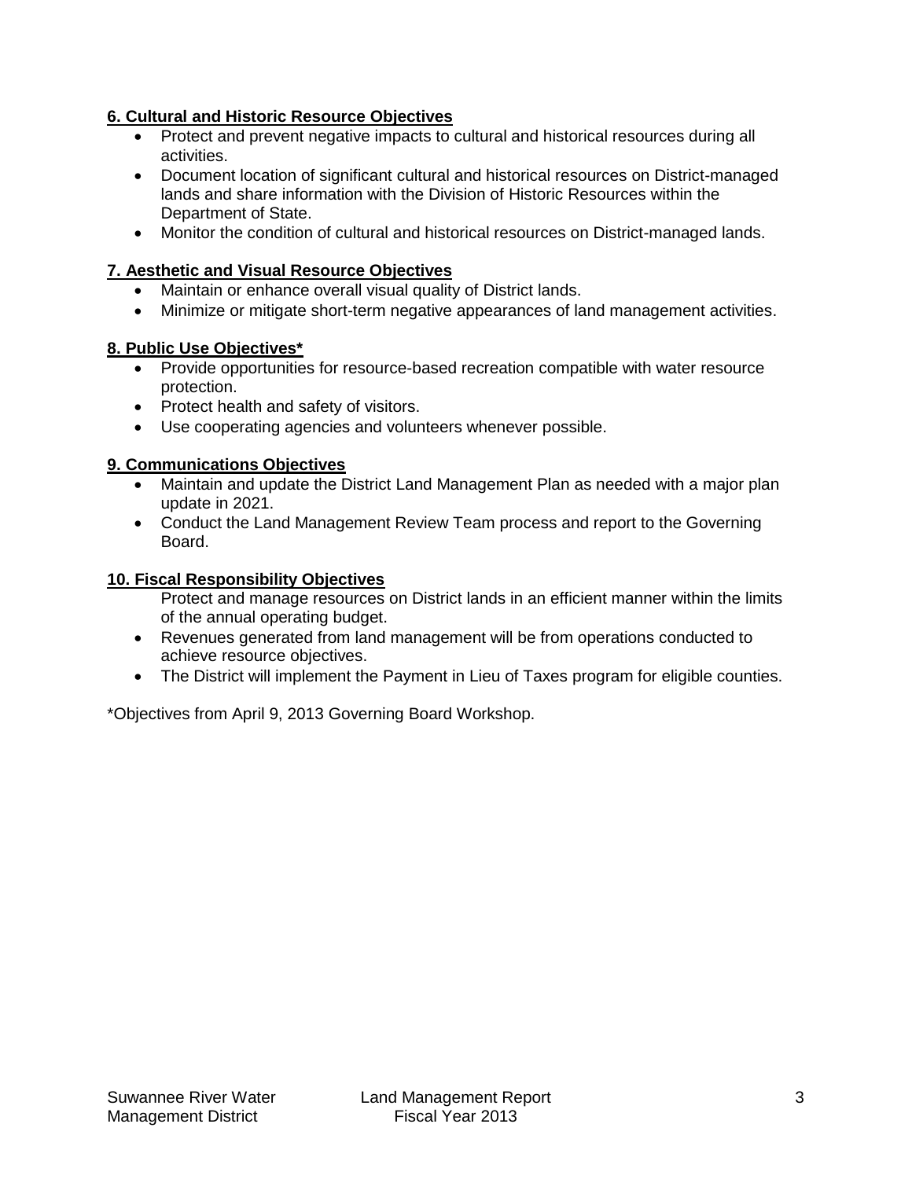**6. Cultural and Historic Resource Objectives**

- Protect and prevent negative impacts to cultural and historical resources during all activities.
- Document location of significant cultural and historical resources on District-managed lands and share information with the Division of Historic Resources within the Department of State.
- Monitor the condition of cultural and historical resources on District-managed lands.

**7. Aesthetic and Visual Resource Objectives**

- Maintain or enhance overall visual quality of District lands.
- Minimize or mitigate short-term negative appearances of land management activities.

**8. Public Use Objectives***

- Provide opportunities for resource-based recreation compatible with water resource protection.
- Protect health and safety of visitors.
- Use cooperating agencies and volunteers whenever possible.

**9. Communications Objectives**

- Maintain and update the District Land Management Plan as needed with a major plan update in 2021.
- Conduct the Land Management Review Team process and report to the Governing Board.

**10. Fiscal Responsibility Objectives**

Protect and manage resources on District lands in an efficient manner within the limits of the annual operating budget.

- Revenues generated from land management will be from operations conducted to achieve resource objectives.
- The District will implement the Payment in Lieu of Taxes program for eligible counties.

*Objectives from April 9, 2013 Governing Board Workshop.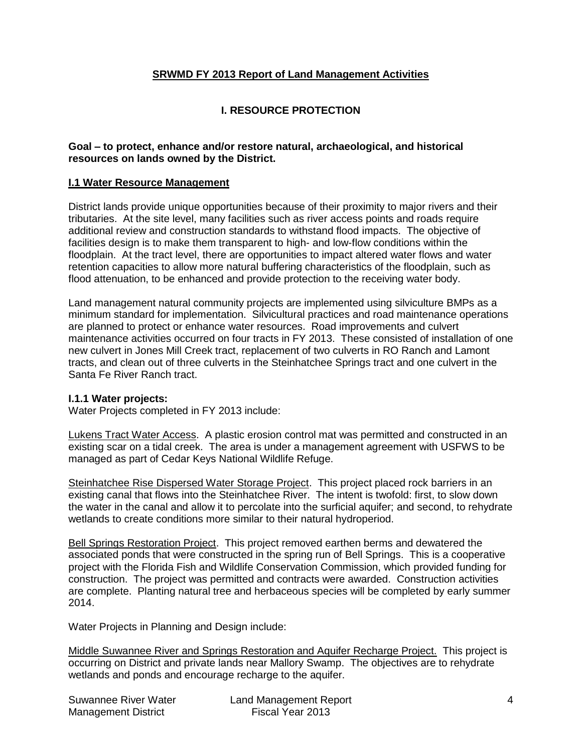**SRWMD FY 2013 Report of Land Management Activities**

## I. RESOURCE PROTECTION

**Goal – to protect, enhance and/or restore natural, archaeological, and historical resources on lands owned by the District.**

### I.1 Water Resource Management

District lands provide unique opportunities because of their proximity to major rivers and their tributaries. At the site level, many facilities such as river access points and roads require additional review and construction standards to withstand flood impacts. The objective of facilities design is to make them transparent to high- and low-flow conditions within the floodplain. At the tract level, there are opportunities to impact altered water flows and water retention capacities to allow more natural buffering characteristics of the floodplain, such as flood attenuation, to be enhanced and provide protection to the receiving water body.

Land management natural community projects are implemented using silviculture BMPs as a minimum standard for implementation. Silvicultural practices and road maintenance operations are planned to protect or enhance water resources. Road improvements and culvert maintenance activities occurred on four tracts in FY 2013. These consisted of installation of one new culvert in Jones Mill Creek tract, replacement of two culverts in RO Ranch and Lamont tracts, and clean out of three culverts in the Steinhatchee Springs tract and one culvert in the Santa Fe River Ranch tract.

#### I.1.1 Water projects:

Water Projects completed in FY 2013 include:

Lukens Tract Water Access. A plastic erosion control mat was permitted and constructed in an existing scar on a tidal creek. The area is under a management agreement with USFWS to be managed as part of Cedar Keys National Wildlife Refuge.

Steinhatchee Rise Dispersed Water Storage Project. This project placed rock barriers in an existing canal that flows into the Steinhatchee River. The intent is twofold: first, to slow down the water in the canal and allow it to percolate into the surficial aquifer; and second, to rehydrate wetlands to create conditions more similar to their natural hydroperiod.

Bell Springs Restoration Project. This project removed earthen berms and dewatered the associated ponds that were constructed in the spring run of Bell Springs. This is a cooperative project with the Florida Fish and Wildlife Conservation Commission, which provided funding for construction. The project was permitted and contracts were awarded. Construction activities are complete. Planting natural tree and herbaceous species will be completed by early summer 2014.

Water Projects in Planning and Design include:

Middle Suwannee River and Springs Restoration and Aquifer Recharge Project. This project is occurring on District and private lands near Mallory Swamp. The objectives are to rehydrate wetlands and ponds and encourage recharge to the aquifer.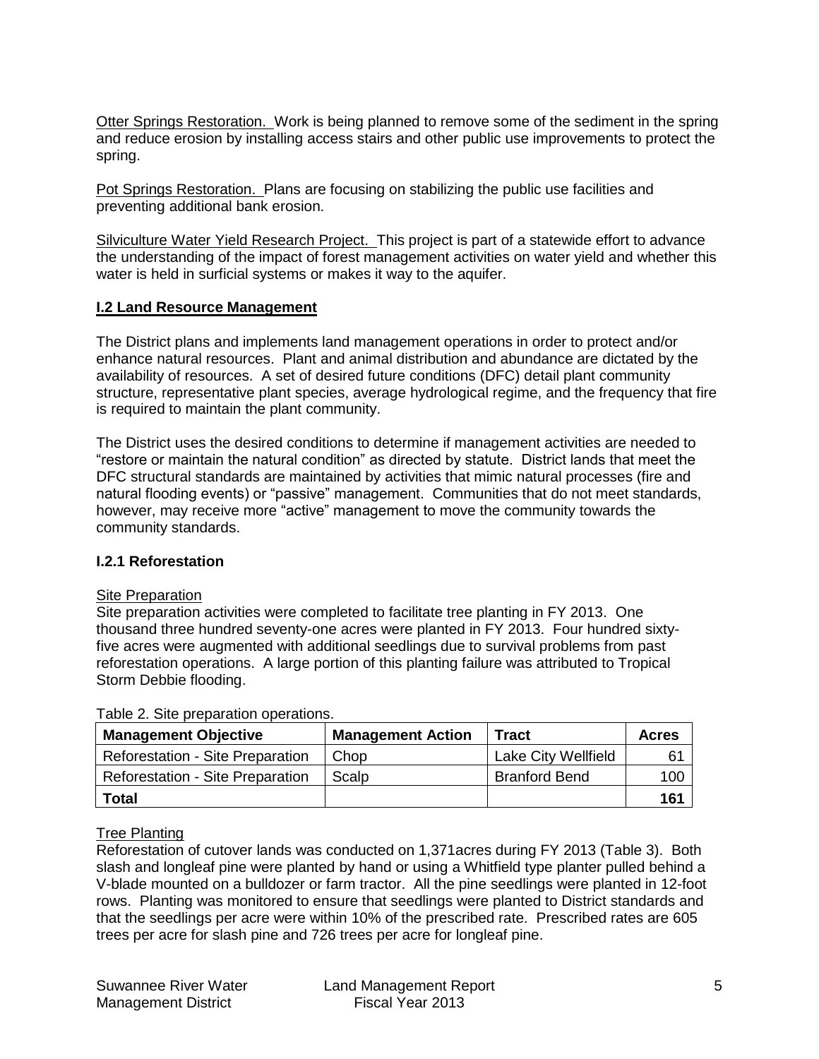Otter Springs Restoration. Work is being planned to remove some of the sediment in the spring and reduce erosion by installing access stairs and other public use improvements to protect the spring.

Pot Springs Restoration. Plans are focusing on stabilizing the public use facilities and preventing additional bank erosion.

Silviculture Water Yield Research Project. This project is part of a statewide effort to advance the understanding of the impact of forest management activities on water yield and whether this water is held in surficial systems or makes it way to the aquifer.

## I.2 Land Resource Management

The District plans and implements land management operations in order to protect and/or enhance natural resources. Plant and animal distribution and abundance are dictated by the availability of resources. A set of desired future conditions (DFC) detail plant community structure, representative plant species, average hydrological regime, and the frequency that fire is required to maintain the plant community.

The District uses the desired conditions to determine if management activities are needed to "restore or maintain the natural condition" as directed by statute. District lands that meet the DFC structural standards are maintained by activities that mimic natural processes (fire and natural flooding events) or "passive" management. Communities that do not meet standards, however, may receive more "active" management to move the community towards the community standards.

### I.2.1 Reforestation

Site Preparation

Site preparation activities were completed to facilitate tree planting in FY 2013. One thousand three hundred seventy-one acres were planted in FY 2013. Four hundred sixty-five acres were augmented with additional seedlings due to survival problems from past reforestation operations. A large portion of this planting failure was attributed to Tropical Storm Debbie flooding.

Table 2. Site preparation operations.

| Management Objective | Management Action | Tract | Acres |
|---|---|---|---|
| Reforestation - Site Preparation | Chop | Lake City Wellfield | 61 |
| Reforestation - Site Preparation | Scalp | Branford Bend | 100 |
| **Total** | | | **161** |

Tree Planting

Reforestation of cutover lands was conducted on 1,371acres during FY 2013 (Table 3). Both slash and longleaf pine were planted by hand or using a Whitfield type planter pulled behind a V-blade mounted on a bulldozer or farm tractor. All the pine seedlings were planted in 12-foot rows. Planting was monitored to ensure that seedlings were planted to District standards and that the seedlings per acre were within 10% of the prescribed rate. Prescribed rates are 605 trees per acre for slash pine and 726 trees per acre for longleaf pine.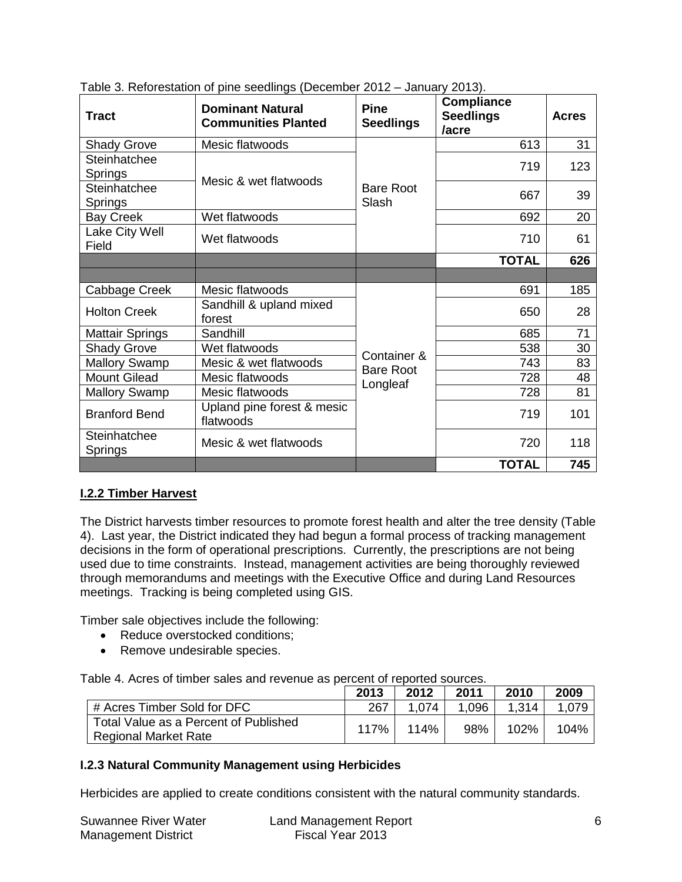Table 3. Reforestation of pine seedlings (December 2012 – January 2013).

| Tract | Dominant Natural Communities Planted | Pine Seedlings | Compliance Seedlings /acre | Acres |
|---|---|---|---|---|
| Shady Grove | Mesic flatwoods | Bare Root Slash | 613 | 31 |
| Steinhatchee Springs | Mesic & wet flatwoods | | 719 | 123 |
| Steinhatchee Springs | | | 667 | 39 |
| Bay Creek | Wet flatwoods | | 692 | 20 |
| Lake City Well Field | Wet flatwoods | | 710 | 61 |
| | | | **TOTAL** | **626** |
| | | | | |
| Cabbage Creek | Mesic flatwoods | Container & Bare Root Longleaf | 691 | 185 |
| Holton Creek | Sandhill & upland mixed forest | | 650 | 28 |
| Mattair Springs | Sandhill | | 685 | 71 |
| Shady Grove | Wet flatwoods | | 538 | 30 |
| Mallory Swamp | Mesic & wet flatwoods | | 743 | 83 |
| Mount Gilead | Mesic flatwoods | | 728 | 48 |
| Mallory Swamp | Mesic flatwoods | | 728 | 81 |
| Branford Bend | Upland pine forest & mesic flatwoods | | 719 | 101 |
| Steinhatchee Springs | Mesic & wet flatwoods | | 720 | 118 |
| | | | **TOTAL** | **745** |

### I.2.2 Timber Harvest

The District harvests timber resources to promote forest health and alter the tree density (Table 4). Last year, the District indicated they had begun a formal process of tracking management decisions in the form of operational prescriptions. Currently, the prescriptions are not being used due to time constraints. Instead, management activities are being thoroughly reviewed through memorandums and meetings with the Executive Office and during Land Resources meetings. Tracking is being completed using GIS.

Timber sale objectives include the following:

- Reduce overstocked conditions;
- Remove undesirable species.

Table 4. Acres of timber sales and revenue as percent of reported sources.

| | 2013 | 2012 | 2011 | 2010 | 2009 |
|---|---|---|---|---|---|
| # Acres Timber Sold for DFC | 267 | 1,074 | 1,096 | 1,314 | 1,079 |
| Total Value as a Percent of Published Regional Market Rate | 117% | 114% | 98% | 102% | 104% |

### I.2.3 Natural Community Management using Herbicides

Herbicides are applied to create conditions consistent with the natural community standards.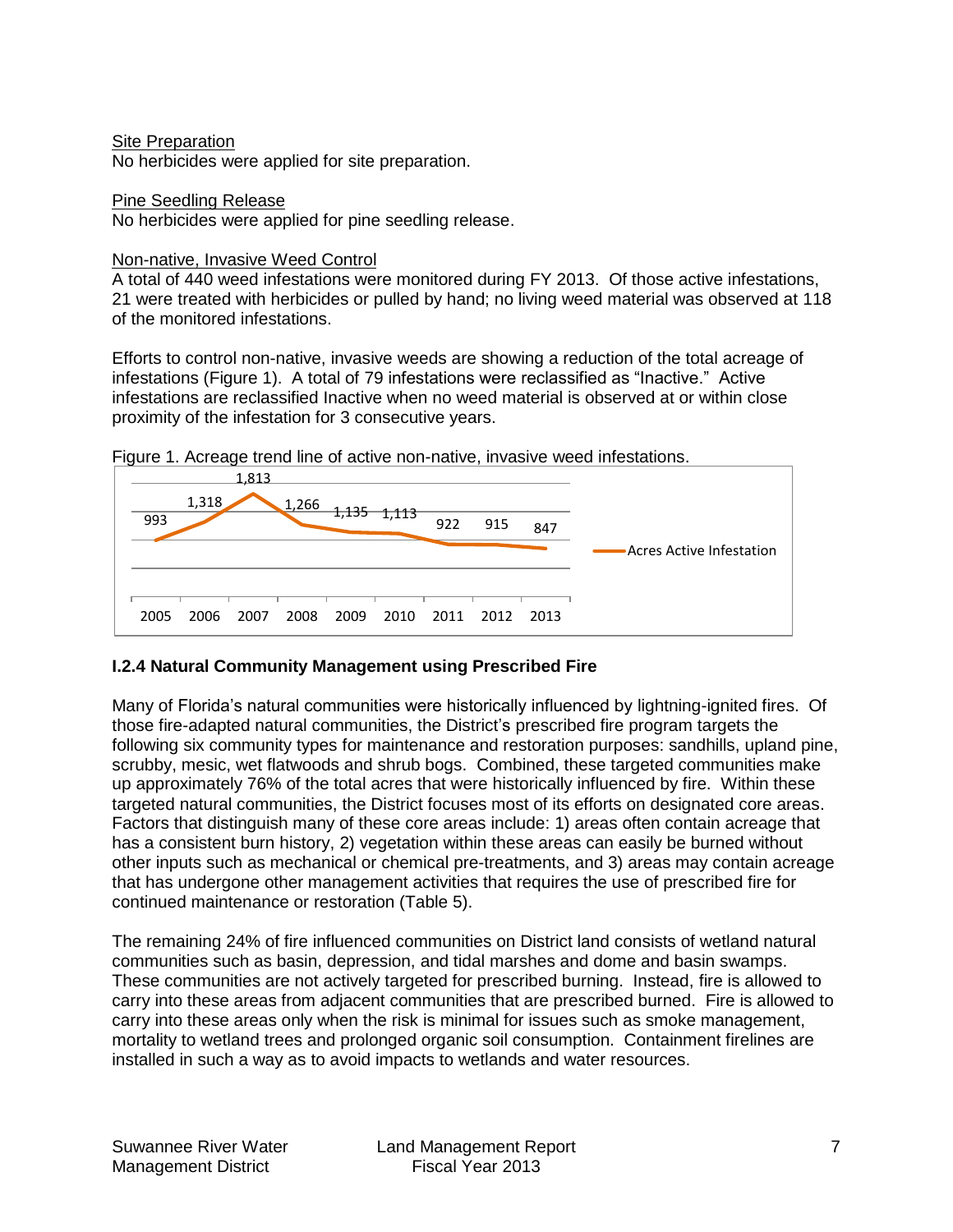Site Preparation

No herbicides were applied for site preparation.

Pine Seedling Release

No herbicides were applied for pine seedling release.

Non-native, Invasive Weed Control

A total of 440 weed infestations were monitored during FY 2013. Of those active infestations, 21 were treated with herbicides or pulled by hand; no living weed material was observed at 118 of the monitored infestations.

Efforts to control non-native, invasive weeds are showing a reduction of the total acreage of infestations (Figure 1). A total of 79 infestations were reclassified as "Inactive." Active infestations are reclassified Inactive when no weed material is observed at or within close proximity of the infestation for 3 consecutive years.

Figure 1. Acreage trend line of active non-native, invasive weed infestations.

| Year | Acres Active Infestation |
|---|---|
| 2005 | 993 |
| 2006 | 1,318 |
| 2007 | 1,813 |
| 2008 | 1,266 |
| 2009 | 1,135 |
| 2010 | 1,113 |
| 2011 | 922 |
| 2012 | 915 |
| 2013 | 847 |

**I.2.4 Natural Community Management using Prescribed Fire**

Many of Florida's natural communities were historically influenced by lightning-ignited fires. Of those fire-adapted natural communities, the District's prescribed fire program targets the following six community types for maintenance and restoration purposes: sandhills, upland pine, scrubby, mesic, wet flatwoods and shrub bogs. Combined, these targeted communities make up approximately 76% of the total acres that were historically influenced by fire. Within these targeted natural communities, the District focuses most of its efforts on designated core areas. Factors that distinguish many of these core areas include: 1) areas often contain acreage that has a consistent burn history, 2) vegetation within these areas can easily be burned without other inputs such as mechanical or chemical pre-treatments, and 3) areas may contain acreage that has undergone other management activities that requires the use of prescribed fire for continued maintenance or restoration (Table 5).

The remaining 24% of fire influenced communities on District land consists of wetland natural communities such as basin, depression, and tidal marshes and dome and basin swamps. These communities are not actively targeted for prescribed burning. Instead, fire is allowed to carry into these areas from adjacent communities that are prescribed burned. Fire is allowed to carry into these areas only when the risk is minimal for issues such as smoke management, mortality to wetland trees and prolonged organic soil consumption. Containment firelines are installed in such a way as to avoid impacts to wetlands and water resources.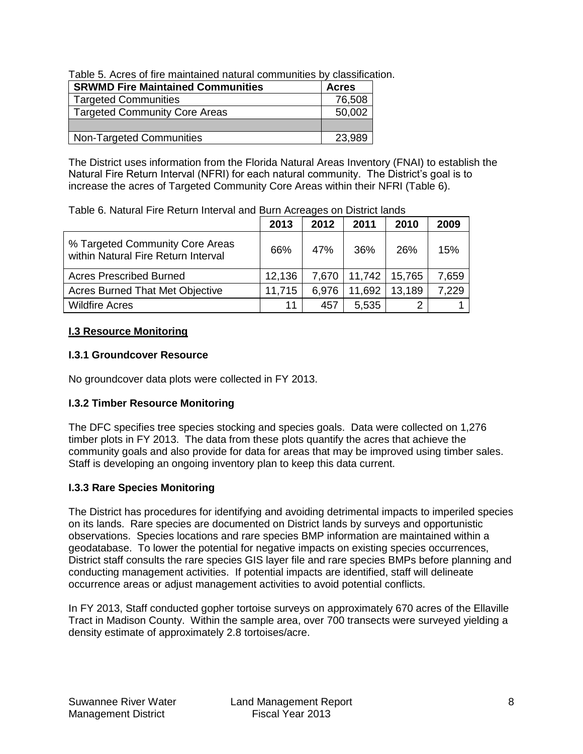Table 5. Acres of fire maintained natural communities by classification.

| SRWMD Fire Maintained Communities | Acres |
|---|---|
| Targeted Communities | 76,508 |
| Targeted Community Core Areas | 50,002 |
| | |
| Non-Targeted Communities | 23,989 |

The District uses information from the Florida Natural Areas Inventory (FNAI) to establish the Natural Fire Return Interval (NFRI) for each natural community. The District's goal is to increase the acres of Targeted Community Core Areas within their NFRI (Table 6).

Table 6. Natural Fire Return Interval and Burn Acreages on District lands

| | 2013 | 2012 | 2011 | 2010 | 2009 |
|---|---|---|---|---|---|
| % Targeted Community Core Areas within Natural Fire Return Interval | 66% | 47% | 36% | 26% | 15% |
| Acres Prescribed Burned | 12,136 | 7,670 | 11,742 | 15,765 | 7,659 |
| Acres Burned That Met Objective | 11,715 | 6,976 | 11,692 | 13,189 | 7,229 |
| Wildfire Acres | 11 | 457 | 5,535 | 2 | 1 |

## I.3 Resource Monitoring

### I.3.1 Groundcover Resource

No groundcover data plots were collected in FY 2013.

### I.3.2 Timber Resource Monitoring

The DFC specifies tree species stocking and species goals. Data were collected on 1,276 timber plots in FY 2013. The data from these plots quantify the acres that achieve the community goals and also provide for data for areas that may be improved using timber sales. Staff is developing an ongoing inventory plan to keep this data current.

### I.3.3 Rare Species Monitoring

The District has procedures for identifying and avoiding detrimental impacts to imperiled species on its lands. Rare species are documented on District lands by surveys and opportunistic observations. Species locations and rare species BMP information are maintained within a geodatabase. To lower the potential for negative impacts on existing species occurrences, District staff consults the rare species GIS layer file and rare species BMPs before planning and conducting management activities. If potential impacts are identified, staff will delineate occurrence areas or adjust management activities to avoid potential conflicts.

In FY 2013, Staff conducted gopher tortoise surveys on approximately 670 acres of the Ellaville Tract in Madison County. Within the sample area, over 700 transects were surveyed yielding a density estimate of approximately 2.8 tortoises/acre.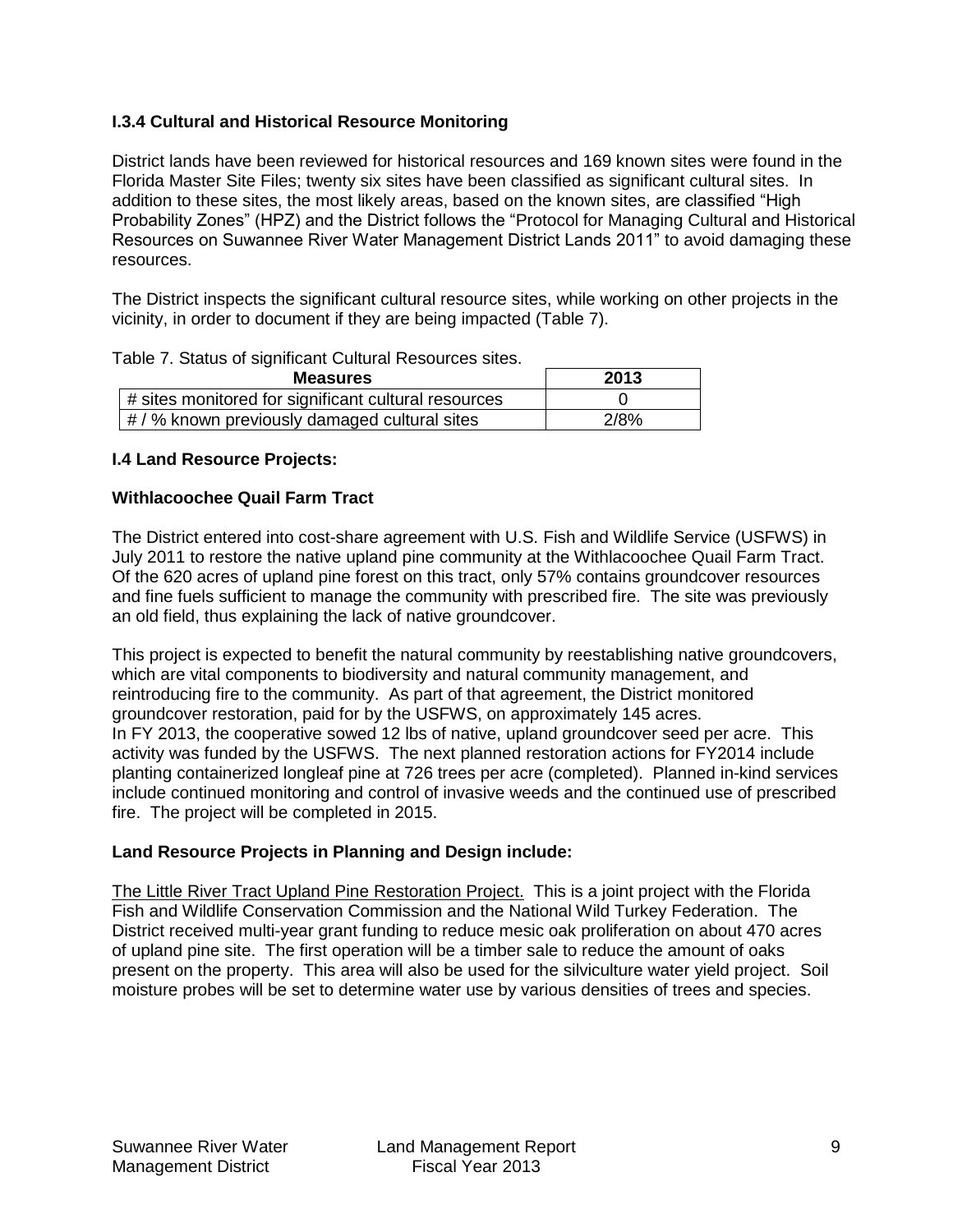### I.3.4 Cultural and Historical Resource Monitoring

District lands have been reviewed for historical resources and 169 known sites were found in the Florida Master Site Files; twenty six sites have been classified as significant cultural sites. In addition to these sites, the most likely areas, based on the known sites, are classified "High Probability Zones" (HPZ) and the District follows the "Protocol for Managing Cultural and Historical Resources on Suwannee River Water Management District Lands 2011" to avoid damaging these resources.

The District inspects the significant cultural resource sites, while working on other projects in the vicinity, in order to document if they are being impacted (Table 7).

Table 7. Status of significant Cultural Resources sites.

| Measures | 2013 |
|---|---|
| # sites monitored for significant cultural resources | 0 |
| # / % known previously damaged cultural sites | 2/8% |

### I.4 Land Resource Projects:

**Withlacoochee Quail Farm Tract**

The District entered into cost-share agreement with U.S. Fish and Wildlife Service (USFWS) in July 2011 to restore the native upland pine community at the Withlacoochee Quail Farm Tract. Of the 620 acres of upland pine forest on this tract, only 57% contains groundcover resources and fine fuels sufficient to manage the community with prescribed fire. The site was previously an old field, thus explaining the lack of native groundcover.

This project is expected to benefit the natural community by reestablishing native groundcovers, which are vital components to biodiversity and natural community management, and reintroducing fire to the community. As part of that agreement, the District monitored groundcover restoration, paid for by the USFWS, on approximately 145 acres.
In FY 2013, the cooperative sowed 12 lbs of native, upland groundcover seed per acre. This activity was funded by the USFWS. The next planned restoration actions for FY2014 include planting containerized longleaf pine at 726 trees per acre (completed). Planned in-kind services include continued monitoring and control of invasive weeds and the continued use of prescribed fire. The project will be completed in 2015.

**Land Resource Projects in Planning and Design include:**

The Little River Tract Upland Pine Restoration Project. This is a joint project with the Florida Fish and Wildlife Conservation Commission and the National Wild Turkey Federation. The District received multi-year grant funding to reduce mesic oak proliferation on about 470 acres of upland pine site. The first operation will be a timber sale to reduce the amount of oaks present on the property. This area will also be used for the silviculture water yield project. Soil moisture probes will be set to determine water use by various densities of trees and species.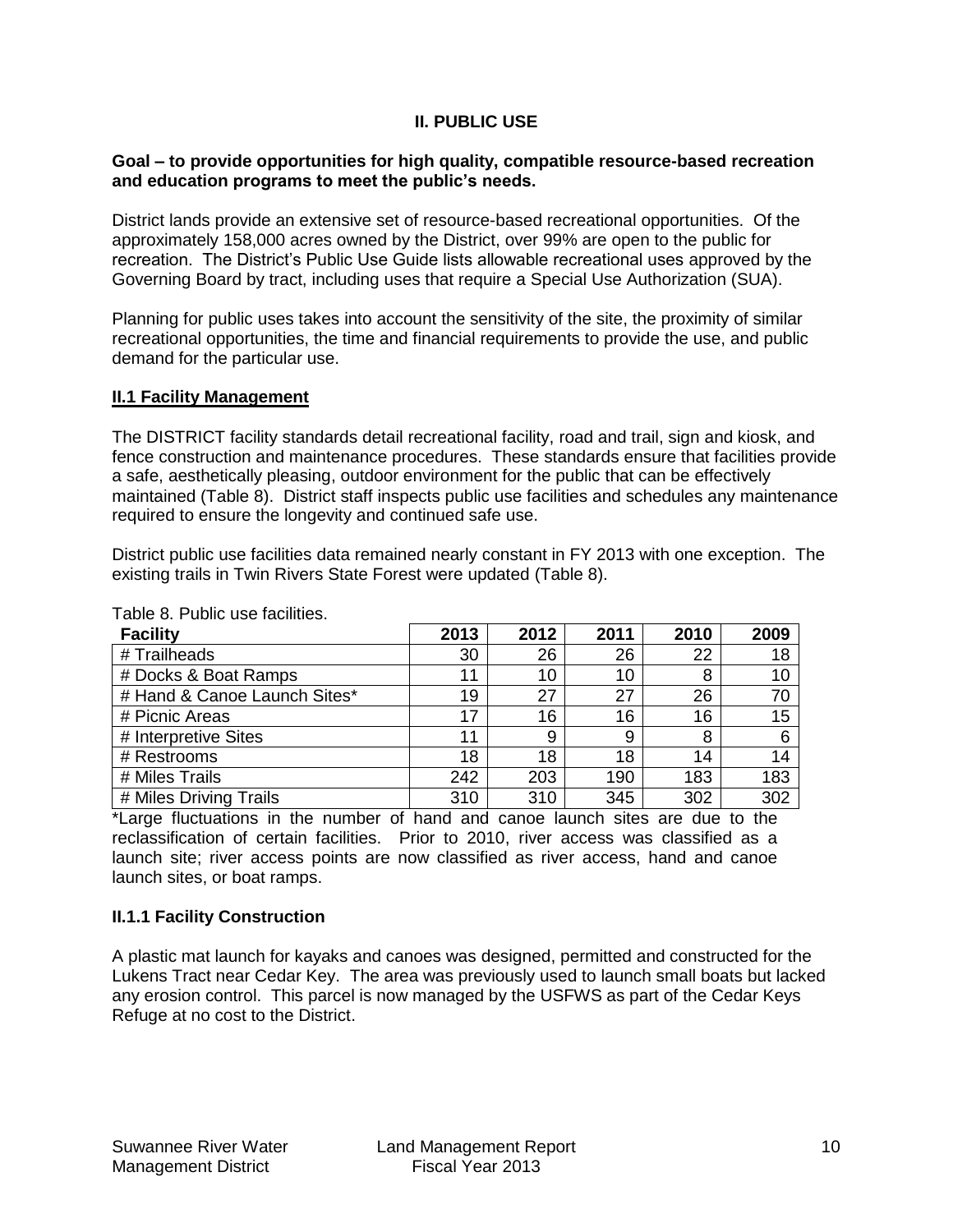## II. PUBLIC USE

**Goal – to provide opportunities for high quality, compatible resource-based recreation and education programs to meet the public's needs.**

District lands provide an extensive set of resource-based recreational opportunities. Of the approximately 158,000 acres owned by the District, over 99% are open to the public for recreation. The District's Public Use Guide lists allowable recreational uses approved by the Governing Board by tract, including uses that require a Special Use Authorization (SUA).

Planning for public uses takes into account the sensitivity of the site, the proximity of similar recreational opportunities, the time and financial requirements to provide the use, and public demand for the particular use.

### II.1 Facility Management

The DISTRICT facility standards detail recreational facility, road and trail, sign and kiosk, and fence construction and maintenance procedures. These standards ensure that facilities provide a safe, aesthetically pleasing, outdoor environment for the public that can be effectively maintained (Table 8). District staff inspects public use facilities and schedules any maintenance required to ensure the longevity and continued safe use.

District public use facilities data remained nearly constant in FY 2013 with one exception. The existing trails in Twin Rivers State Forest were updated (Table 8).

Table 8. Public use facilities.

| Facility | 2013 | 2012 | 2011 | 2010 | 2009 |
|---|---|---|---|---|---|
| # Trailheads | 30 | 26 | 26 | 22 | 18 |
| # Docks & Boat Ramps | 11 | 10 | 10 | 8 | 10 |
| # Hand & Canoe Launch Sites* | 19 | 27 | 27 | 26 | 70 |
| # Picnic Areas | 17 | 16 | 16 | 16 | 15 |
| # Interpretive Sites | 11 | 9 | 9 | 8 | 6 |
| # Restrooms | 18 | 18 | 18 | 14 | 14 |
| # Miles Trails | 242 | 203 | 190 | 183 | 183 |
| # Miles Driving Trails | 310 | 310 | 345 | 302 | 302 |

*Large fluctuations in the number of hand and canoe launch sites are due to the reclassification of certain facilities. Prior to 2010, river access was classified as a launch site; river access points are now classified as river access, hand and canoe launch sites, or boat ramps.

### II.1.1 Facility Construction

A plastic mat launch for kayaks and canoes was designed, permitted and constructed for the Lukens Tract near Cedar Key. The area was previously used to launch small boats but lacked any erosion control. This parcel is now managed by the USFWS as part of the Cedar Keys Refuge at no cost to the District.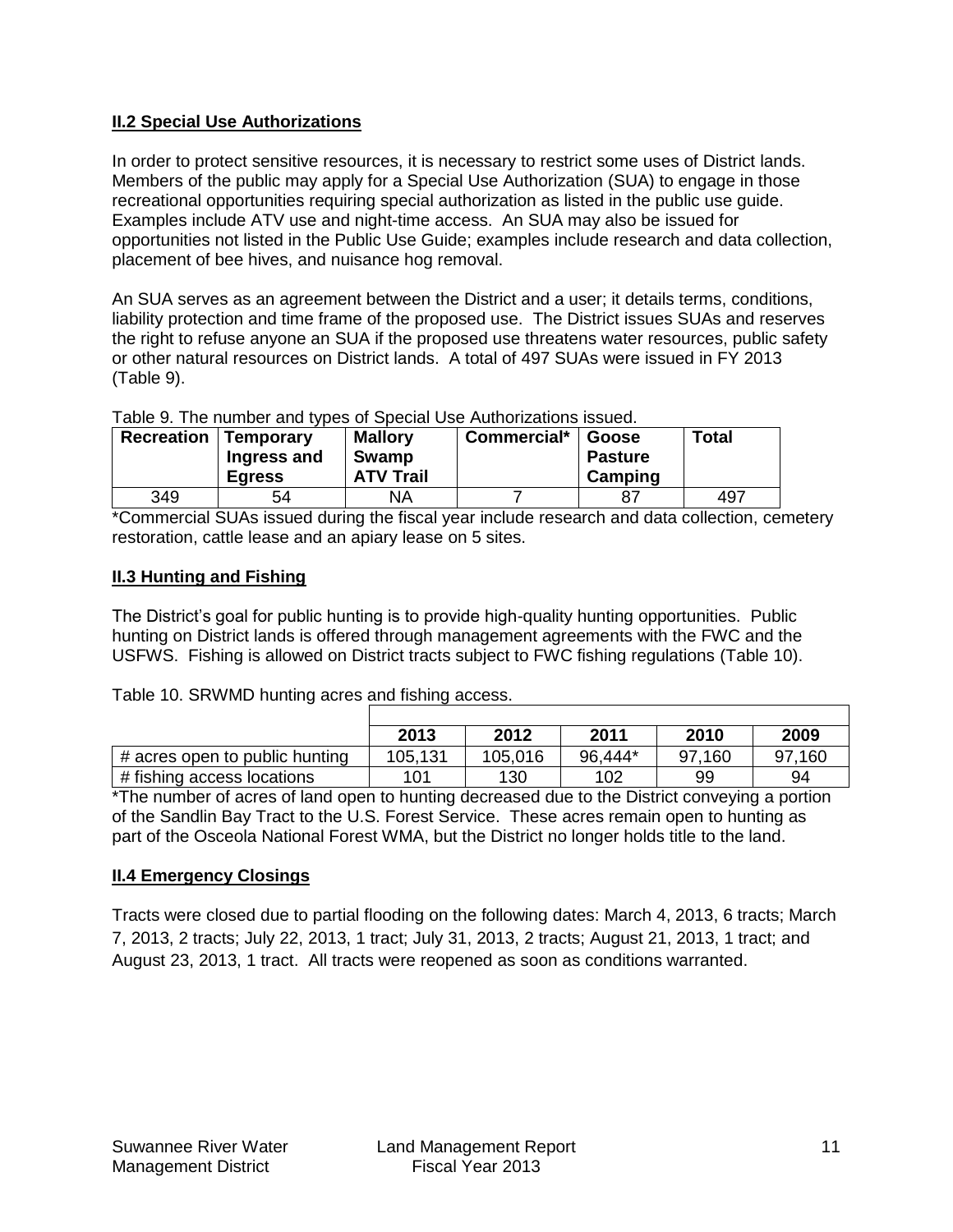**II.2 Special Use Authorizations**

In order to protect sensitive resources, it is necessary to restrict some uses of District lands. Members of the public may apply for a Special Use Authorization (SUA) to engage in those recreational opportunities requiring special authorization as listed in the public use guide. Examples include ATV use and night-time access. An SUA may also be issued for opportunities not listed in the Public Use Guide; examples include research and data collection, placement of bee hives, and nuisance hog removal.

An SUA serves as an agreement between the District and a user; it details terms, conditions, liability protection and time frame of the proposed use. The District issues SUAs and reserves the right to refuse anyone an SUA if the proposed use threatens water resources, public safety or other natural resources on District lands. A total of 497 SUAs were issued in FY 2013 (Table 9).

Table 9. The number and types of Special Use Authorizations issued.

| Recreation | Temporary Ingress and Egress | Mallory Swamp ATV Trail | Commercial* | Goose Pasture Camping | Total |
|---|---|---|---|---|---|
| 349 | 54 | NA | 7 | 87 | 497 |

*Commercial SUAs issued during the fiscal year include research and data collection, cemetery restoration, cattle lease and an apiary lease on 5 sites.

**II.3 Hunting and Fishing**

The District's goal for public hunting is to provide high-quality hunting opportunities. Public hunting on District lands is offered through management agreements with the FWC and the USFWS. Fishing is allowed on District tracts subject to FWC fishing regulations (Table 10).

Table 10. SRWMD hunting acres and fishing access.

| | 2013 | 2012 | 2011 | 2010 | 2009 |
|---|---|---|---|---|---|
| # acres open to public hunting | 105,131 | 105,016 | 96,444* | 97,160 | 97,160 |
| # fishing access locations | 101 | 130 | 102 | 99 | 94 |

*The number of acres of land open to hunting decreased due to the District conveying a portion of the Sandlin Bay Tract to the U.S. Forest Service. These acres remain open to hunting as part of the Osceola National Forest WMA, but the District no longer holds title to the land.

**II.4 Emergency Closings**

Tracts were closed due to partial flooding on the following dates: March 4, 2013, 6 tracts; March 7, 2013, 2 tracts; July 22, 2013, 1 tract; July 31, 2013, 2 tracts; August 21, 2013, 1 tract; and August 23, 2013, 1 tract. All tracts were reopened as soon as conditions warranted.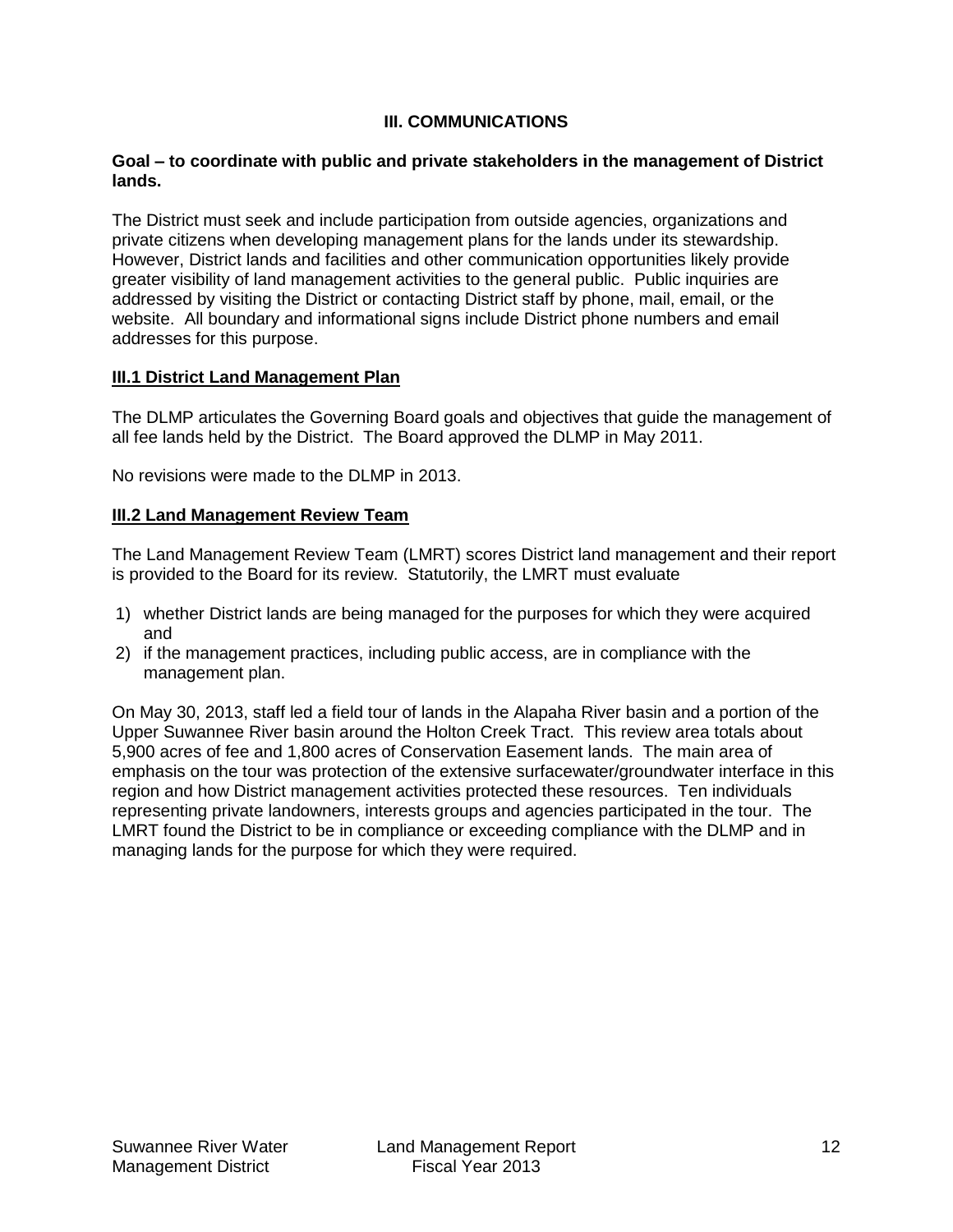## III. COMMUNICATIONS

**Goal – to coordinate with public and private stakeholders in the management of District lands.**

The District must seek and include participation from outside agencies, organizations and private citizens when developing management plans for the lands under its stewardship. However, District lands and facilities and other communication opportunities likely provide greater visibility of land management activities to the general public. Public inquiries are addressed by visiting the District or contacting District staff by phone, mail, email, or the website. All boundary and informational signs include District phone numbers and email addresses for this purpose.

### III.1 District Land Management Plan

The DLMP articulates the Governing Board goals and objectives that guide the management of all fee lands held by the District. The Board approved the DLMP in May 2011.

No revisions were made to the DLMP in 2013.

### III.2 Land Management Review Team

The Land Management Review Team (LMRT) scores District land management and their report is provided to the Board for its review. Statutorily, the LMRT must evaluate

1) whether District lands are being managed for the purposes for which they were acquired and
2) if the management practices, including public access, are in compliance with the management plan.

On May 30, 2013, staff led a field tour of lands in the Alapaha River basin and a portion of the Upper Suwannee River basin around the Holton Creek Tract. This review area totals about 5,900 acres of fee and 1,800 acres of Conservation Easement lands. The main area of emphasis on the tour was protection of the extensive surfacewater/groundwater interface in this region and how District management activities protected these resources. Ten individuals representing private landowners, interests groups and agencies participated in the tour. The LMRT found the District to be in compliance or exceeding compliance with the DLMP and in managing lands for the purpose for which they were required.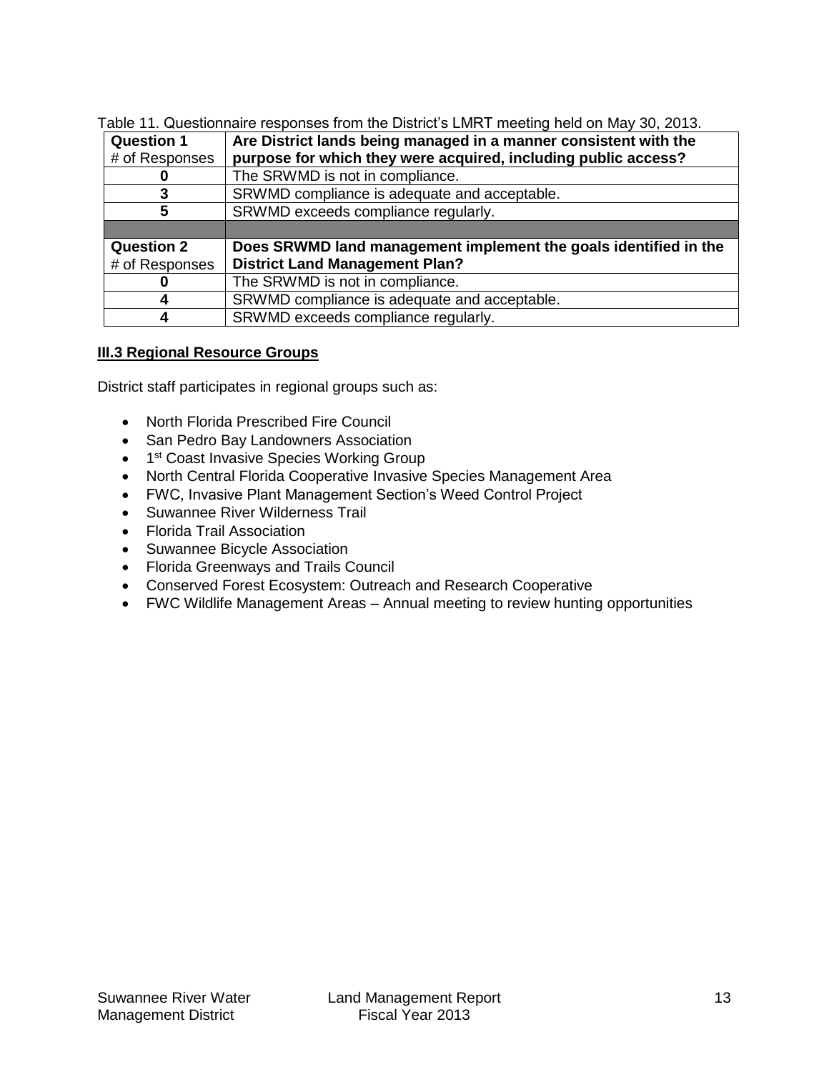Table 11. Questionnaire responses from the District's LMRT meeting held on May 30, 2013.

| **Question 1** # of Responses | **Are District lands being managed in a manner consistent with the purpose for which they were acquired, including public access?** |
|---|---|
| **0** | The SRWMD is not in compliance. |
| **3** | SRWMD compliance is adequate and acceptable. |
| **5** | SRWMD exceeds compliance regularly. |
| | |
| **Question 2** # of Responses | **Does SRWMD land management implement the goals identified in the District Land Management Plan?** |
| **0** | The SRWMD is not in compliance. |
| **4** | SRWMD compliance is adequate and acceptable. |
| **4** | SRWMD exceeds compliance regularly. |

## III.3 Regional Resource Groups

District staff participates in regional groups such as:

- North Florida Prescribed Fire Council
- San Pedro Bay Landowners Association
- 1st Coast Invasive Species Working Group
- North Central Florida Cooperative Invasive Species Management Area
- FWC, Invasive Plant Management Section's Weed Control Project
- Suwannee River Wilderness Trail
- Florida Trail Association
- Suwannee Bicycle Association
- Florida Greenways and Trails Council
- Conserved Forest Ecosystem: Outreach and Research Cooperative
- FWC Wildlife Management Areas – Annual meeting to review hunting opportunities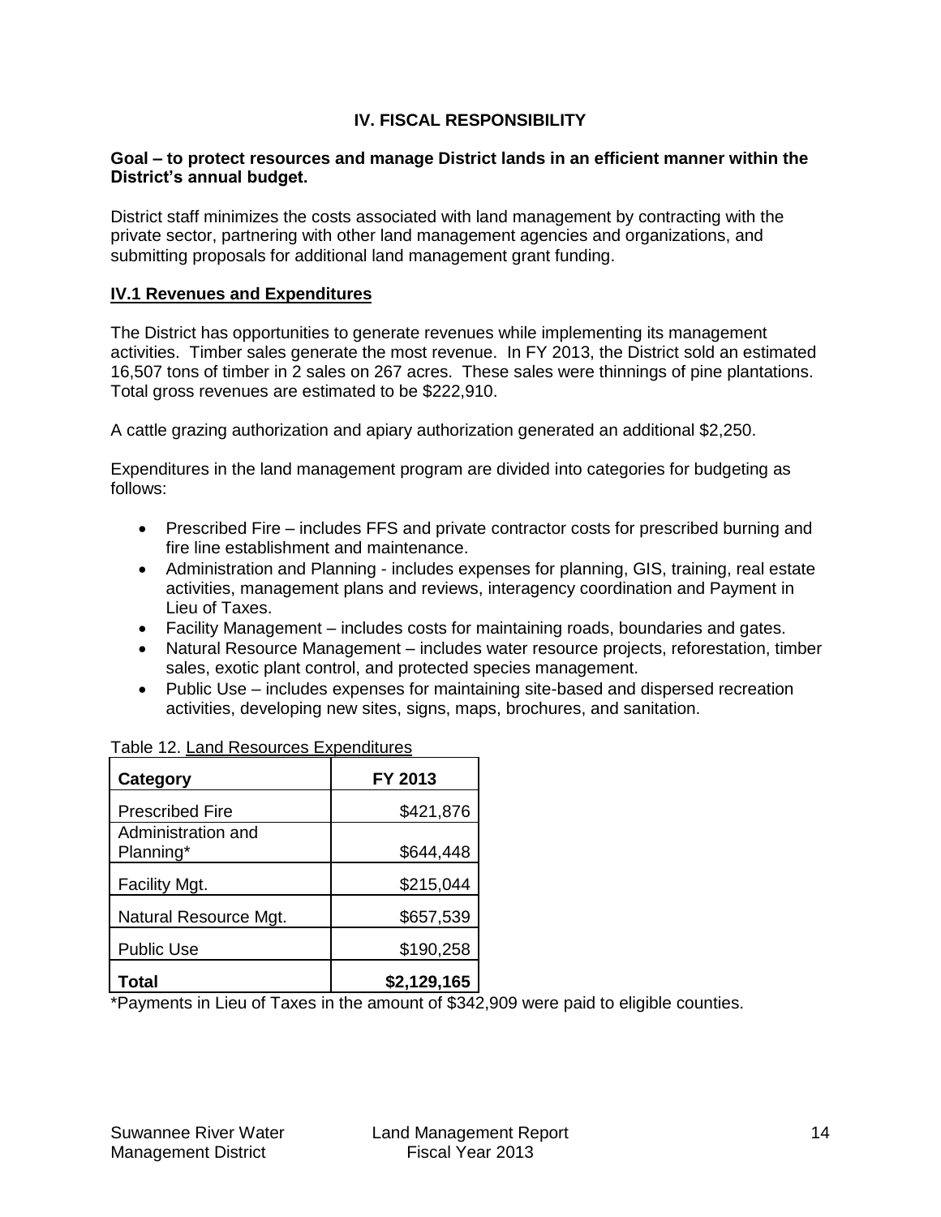## IV. FISCAL RESPONSIBILITY

**Goal – to protect resources and manage District lands in an efficient manner within the District's annual budget.**

District staff minimizes the costs associated with land management by contracting with the private sector, partnering with other land management agencies and organizations, and submitting proposals for additional land management grant funding.

### IV.1 Revenues and Expenditures

The District has opportunities to generate revenues while implementing its management activities. Timber sales generate the most revenue. In FY 2013, the District sold an estimated 16,507 tons of timber in 2 sales on 267 acres. These sales were thinnings of pine plantations. Total gross revenues are estimated to be $222,910.

A cattle grazing authorization and apiary authorization generated an additional $2,250.

Expenditures in the land management program are divided into categories for budgeting as follows:

- Prescribed Fire – includes FFS and private contractor costs for prescribed burning and fire line establishment and maintenance.
- Administration and Planning - includes expenses for planning, GIS, training, real estate activities, management plans and reviews, interagency coordination and Payment in Lieu of Taxes.
- Facility Management – includes costs for maintaining roads, boundaries and gates.
- Natural Resource Management – includes water resource projects, reforestation, timber sales, exotic plant control, and protected species management.
- Public Use – includes expenses for maintaining site-based and dispersed recreation activities, developing new sites, signs, maps, brochures, and sanitation.

Table 12. Land Resources Expenditures

| Category | FY 2013 |
|---|---:|
| Prescribed Fire | $421,876 |
| Administration and Planning* | $644,448 |
| Facility Mgt. | $215,044 |
| Natural Resource Mgt. | $657,539 |
| Public Use | $190,258 |
| **Total** | **$2,129,165** |

*Payments in Lieu of Taxes in the amount of $342,909 were paid to eligible counties.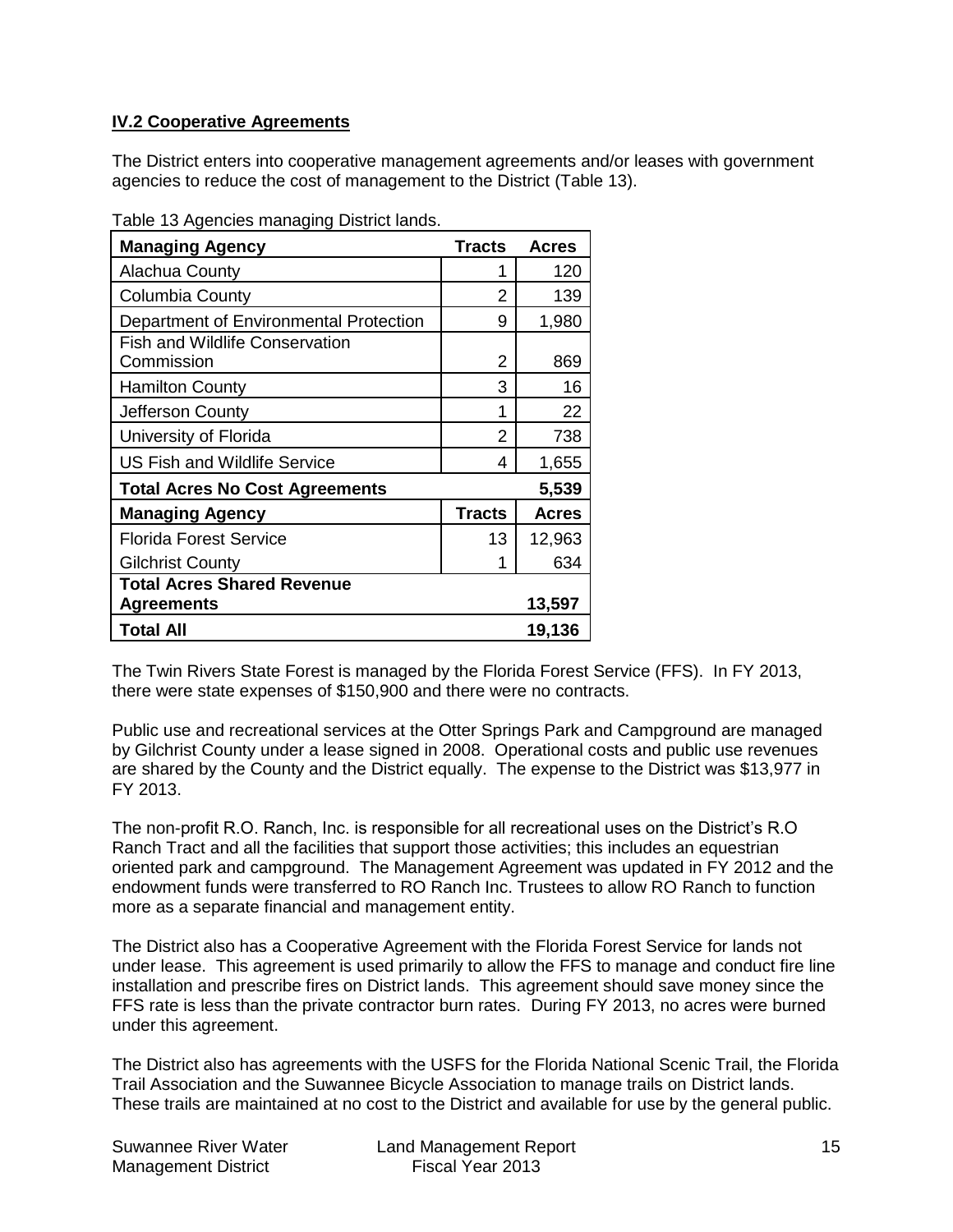## IV.2 Cooperative Agreements

The District enters into cooperative management agreements and/or leases with government agencies to reduce the cost of management to the District (Table 13).

Table 13 Agencies managing District lands.

| Managing Agency | Tracts | Acres |
|---|---|---|
| Alachua County | 1 | 120 |
| Columbia County | 2 | 139 |
| Department of Environmental Protection | 9 | 1,980 |
| Fish and Wildlife Conservation Commission | 2 | 869 |
| Hamilton County | 3 | 16 |
| Jefferson County | 1 | 22 |
| University of Florida | 2 | 738 |
| US Fish and Wildlife Service | 4 | 1,655 |
| **Total Acres No Cost Agreements** | | **5,539** |
| **Managing Agency** | **Tracts** | **Acres** |
| Florida Forest Service | 13 | 12,963 |
| Gilchrist County | 1 | 634 |
| **Total Acres Shared Revenue Agreements** | | **13,597** |
| **Total All** | | **19,136** |

The Twin Rivers State Forest is managed by the Florida Forest Service (FFS). In FY 2013, there were state expenses of $150,900 and there were no contracts.

Public use and recreational services at the Otter Springs Park and Campground are managed by Gilchrist County under a lease signed in 2008. Operational costs and public use revenues are shared by the County and the District equally. The expense to the District was $13,977 in FY 2013.

The non-profit R.O. Ranch, Inc. is responsible for all recreational uses on the District's R.O Ranch Tract and all the facilities that support those activities; this includes an equestrian oriented park and campground. The Management Agreement was updated in FY 2012 and the endowment funds were transferred to RO Ranch Inc. Trustees to allow RO Ranch to function more as a separate financial and management entity.

The District also has a Cooperative Agreement with the Florida Forest Service for lands not under lease. This agreement is used primarily to allow the FFS to manage and conduct fire line installation and prescribe fires on District lands. This agreement should save money since the FFS rate is less than the private contractor burn rates. During FY 2013, no acres were burned under this agreement.

The District also has agreements with the USFS for the Florida National Scenic Trail, the Florida Trail Association and the Suwannee Bicycle Association to manage trails on District lands. These trails are maintained at no cost to the District and available for use by the general public.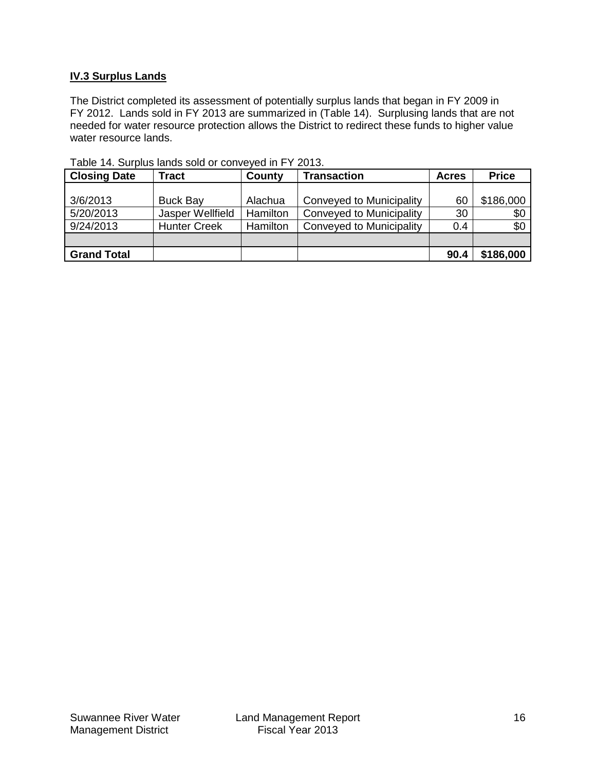## IV.3 Surplus Lands

The District completed its assessment of potentially surplus lands that began in FY 2009 in FY 2012. Lands sold in FY 2013 are summarized in (Table 14). Surplusing lands that are not needed for water resource protection allows the District to redirect these funds to higher value water resource lands.

Table 14. Surplus lands sold or conveyed in FY 2013.

| Closing Date | Tract | County | Transaction | Acres | Price |
|---|---|---|---|---|---|
| 3/6/2013 | Buck Bay | Alachua | Conveyed to Municipality | 60 | $186,000 |
| 5/20/2013 | Jasper Wellfield | Hamilton | Conveyed to Municipality | 30 | $0 |
| 9/24/2013 | Hunter Creek | Hamilton | Conveyed to Municipality | 0.4 | $0 |
| | | | | | |
| **Grand Total** | | | | **90.4** | **$186,000** |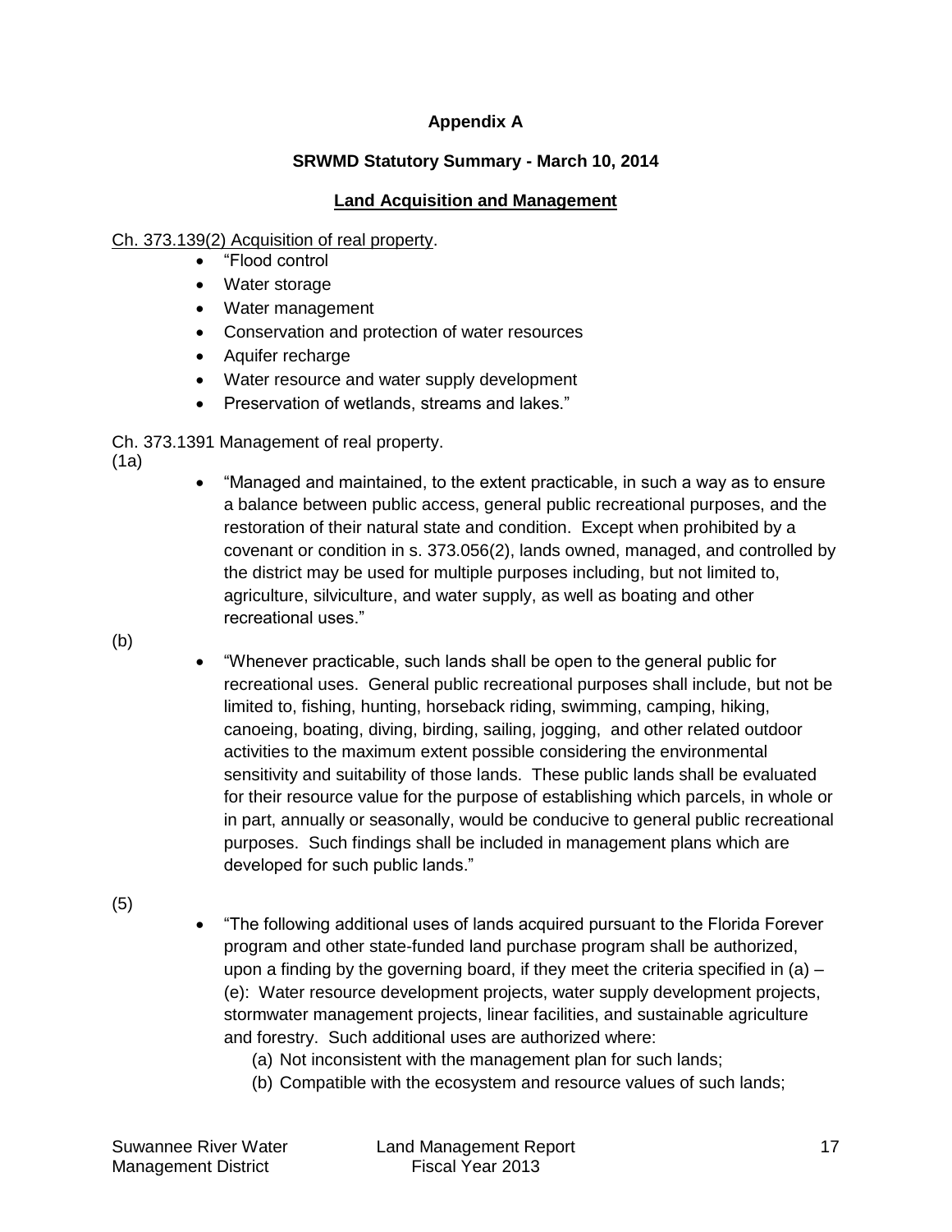**Appendix A**

**SRWMD Statutory Summary - March 10, 2014**

**Land Acquisition and Management**

Ch. 373.139(2) Acquisition of real property.

- "Flood control
- Water storage
- Water management
- Conservation and protection of water resources
- Aquifer recharge
- Water resource and water supply development
- Preservation of wetlands, streams and lakes."

Ch. 373.1391 Management of real property.

(1a)

- "Managed and maintained, to the extent practicable, in such a way as to ensure a balance between public access, general public recreational purposes, and the restoration of their natural state and condition. Except when prohibited by a covenant or condition in s. 373.056(2), lands owned, managed, and controlled by the district may be used for multiple purposes including, but not limited to, agriculture, silviculture, and water supply, as well as boating and other recreational uses."

(b)

- "Whenever practicable, such lands shall be open to the general public for recreational uses. General public recreational purposes shall include, but not be limited to, fishing, hunting, horseback riding, swimming, camping, hiking, canoeing, boating, diving, birding, sailing, jogging, and other related outdoor activities to the maximum extent possible considering the environmental sensitivity and suitability of those lands. These public lands shall be evaluated for their resource value for the purpose of establishing which parcels, in whole or in part, annually or seasonally, would be conducive to general public recreational purposes. Such findings shall be included in management plans which are developed for such public lands."

(5)

- "The following additional uses of lands acquired pursuant to the Florida Forever program and other state-funded land purchase program shall be authorized, upon a finding by the governing board, if they meet the criteria specified in (a) – (e): Water resource development projects, water supply development projects, stormwater management projects, linear facilities, and sustainable agriculture and forestry. Such additional uses are authorized where:
    - (a) Not inconsistent with the management plan for such lands;
    - (b) Compatible with the ecosystem and resource values of such lands;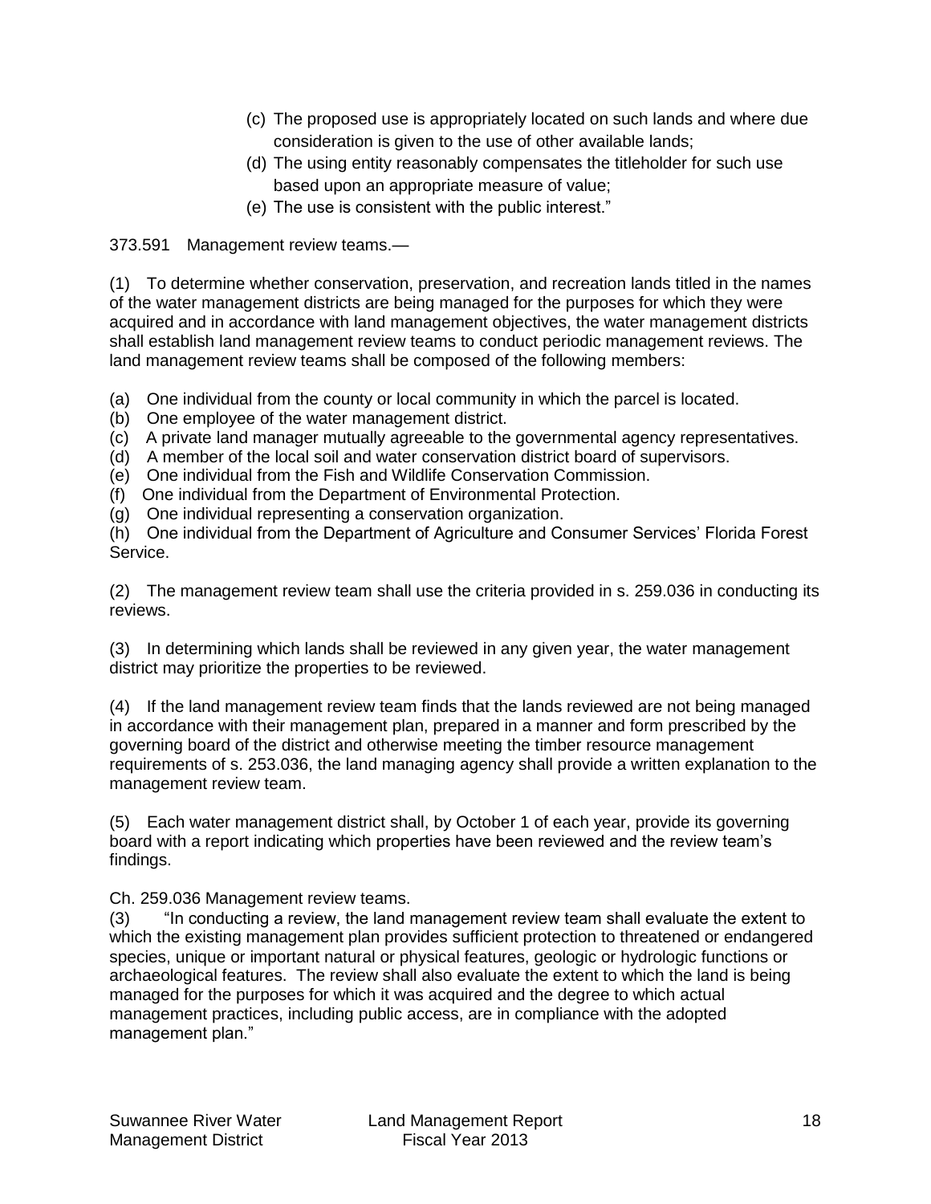(c) The proposed use is appropriately located on such lands and where due consideration is given to the use of other available lands;
(d) The using entity reasonably compensates the titleholder for such use based upon an appropriate measure of value;
(e) The use is consistent with the public interest."

373.591 Management review teams.—

(1) To determine whether conservation, preservation, and recreation lands titled in the names of the water management districts are being managed for the purposes for which they were acquired and in accordance with land management objectives, the water management districts shall establish land management review teams to conduct periodic management reviews. The land management review teams shall be composed of the following members:

(a) One individual from the county or local community in which the parcel is located.
(b) One employee of the water management district.
(c) A private land manager mutually agreeable to the governmental agency representatives.
(d) A member of the local soil and water conservation district board of supervisors.
(e) One individual from the Fish and Wildlife Conservation Commission.
(f) One individual from the Department of Environmental Protection.
(g) One individual representing a conservation organization.
(h) One individual from the Department of Agriculture and Consumer Services' Florida Forest Service.

(2) The management review team shall use the criteria provided in s. 259.036 in conducting its reviews.

(3) In determining which lands shall be reviewed in any given year, the water management district may prioritize the properties to be reviewed.

(4) If the land management review team finds that the lands reviewed are not being managed in accordance with their management plan, prepared in a manner and form prescribed by the governing board of the district and otherwise meeting the timber resource management requirements of s. 253.036, the land managing agency shall provide a written explanation to the management review team.

(5) Each water management district shall, by October 1 of each year, provide its governing board with a report indicating which properties have been reviewed and the review team's findings.

Ch. 259.036 Management review teams.
(3) "In conducting a review, the land management review team shall evaluate the extent to which the existing management plan provides sufficient protection to threatened or endangered species, unique or important natural or physical features, geologic or hydrologic functions or archaeological features. The review shall also evaluate the extent to which the land is being managed for the purposes for which it was acquired and the degree to which actual management practices, including public access, are in compliance with the adopted management plan."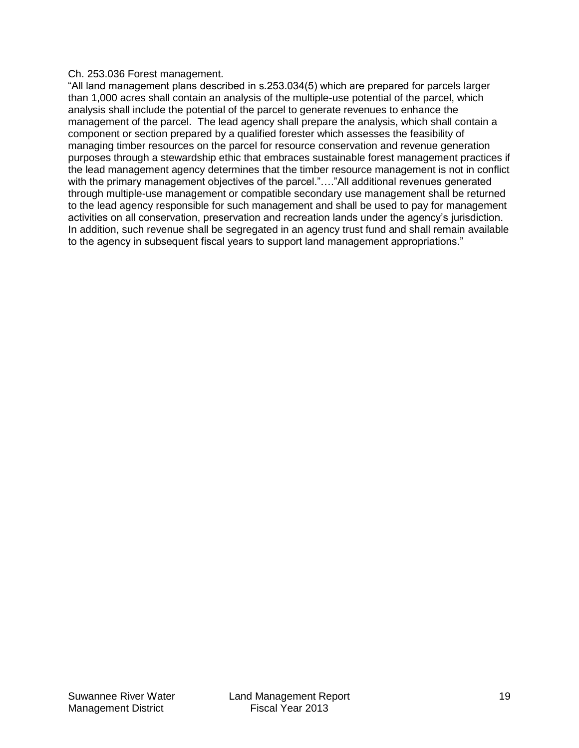Ch. 253.036 Forest management.

"All land management plans described in s.253.034(5) which are prepared for parcels larger than 1,000 acres shall contain an analysis of the multiple-use potential of the parcel, which analysis shall include the potential of the parcel to generate revenues to enhance the management of the parcel. The lead agency shall prepare the analysis, which shall contain a component or section prepared by a qualified forester which assesses the feasibility of managing timber resources on the parcel for resource conservation and revenue generation purposes through a stewardship ethic that embraces sustainable forest management practices if the lead management agency determines that the timber resource management is not in conflict with the primary management objectives of the parcel."…."All additional revenues generated through multiple-use management or compatible secondary use management shall be returned to the lead agency responsible for such management and shall be used to pay for management activities on all conservation, preservation and recreation lands under the agency's jurisdiction. In addition, such revenue shall be segregated in an agency trust fund and shall remain available to the agency in subsequent fiscal years to support land management appropriations."